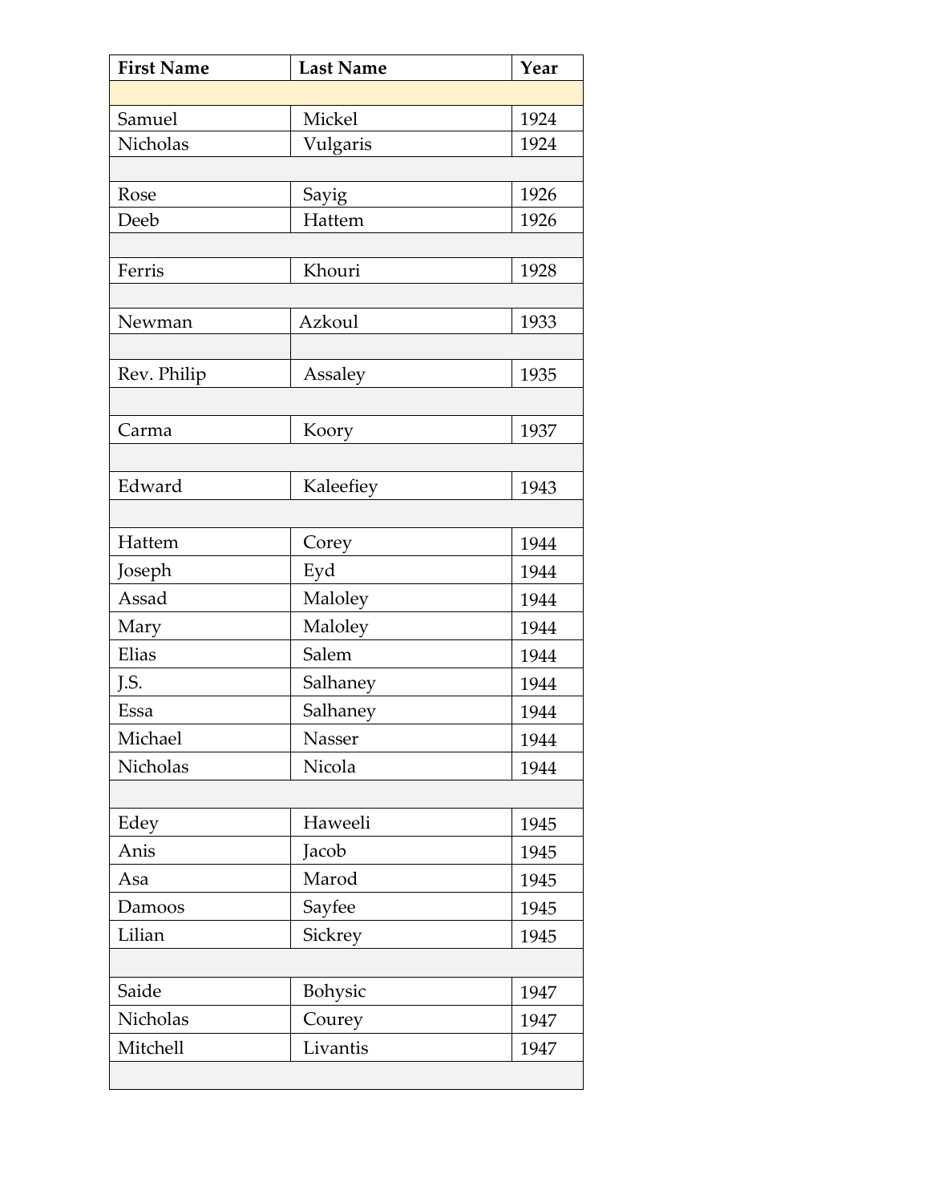| First Name | Last Name | Year |
|---|---|---|
| | | |
| Samuel | Mickel | 1924 |
| Nicholas | Vulgaris | 1924 |
| | | |
| Rose | Sayig | 1926 |
| Deeb | Hattem | 1926 |
| | | |
| Ferris | Khouri | 1928 |
| | | |
| Newman | Azkoul | 1933 |
| | | |
| Rev. Philip | Assaley | 1935 |
| | | |
| Carma | Koory | 1937 |
| | | |
| Edward | Kaleefiey | 1943 |
| | | |
| Hattem | Corey | 1944 |
| Joseph | Eyd | 1944 |
| Assad | Maloley | 1944 |
| Mary | Maloley | 1944 |
| Elias | Salem | 1944 |
| J.S. | Salhaney | 1944 |
| Essa | Salhaney | 1944 |
| Michael | Nasser | 1944 |
| Nicholas | Nicola | 1944 |
| | | |
| Edey | Haweeli | 1945 |
| Anis | Jacob | 1945 |
| Asa | Marod | 1945 |
| Damoos | Sayfee | 1945 |
| Lilian | Sickrey | 1945 |
| | | |
| Saide | Bohysic | 1947 |
| Nicholas | Courey | 1947 |
| Mitchell | Livantis | 1947 |
| | | |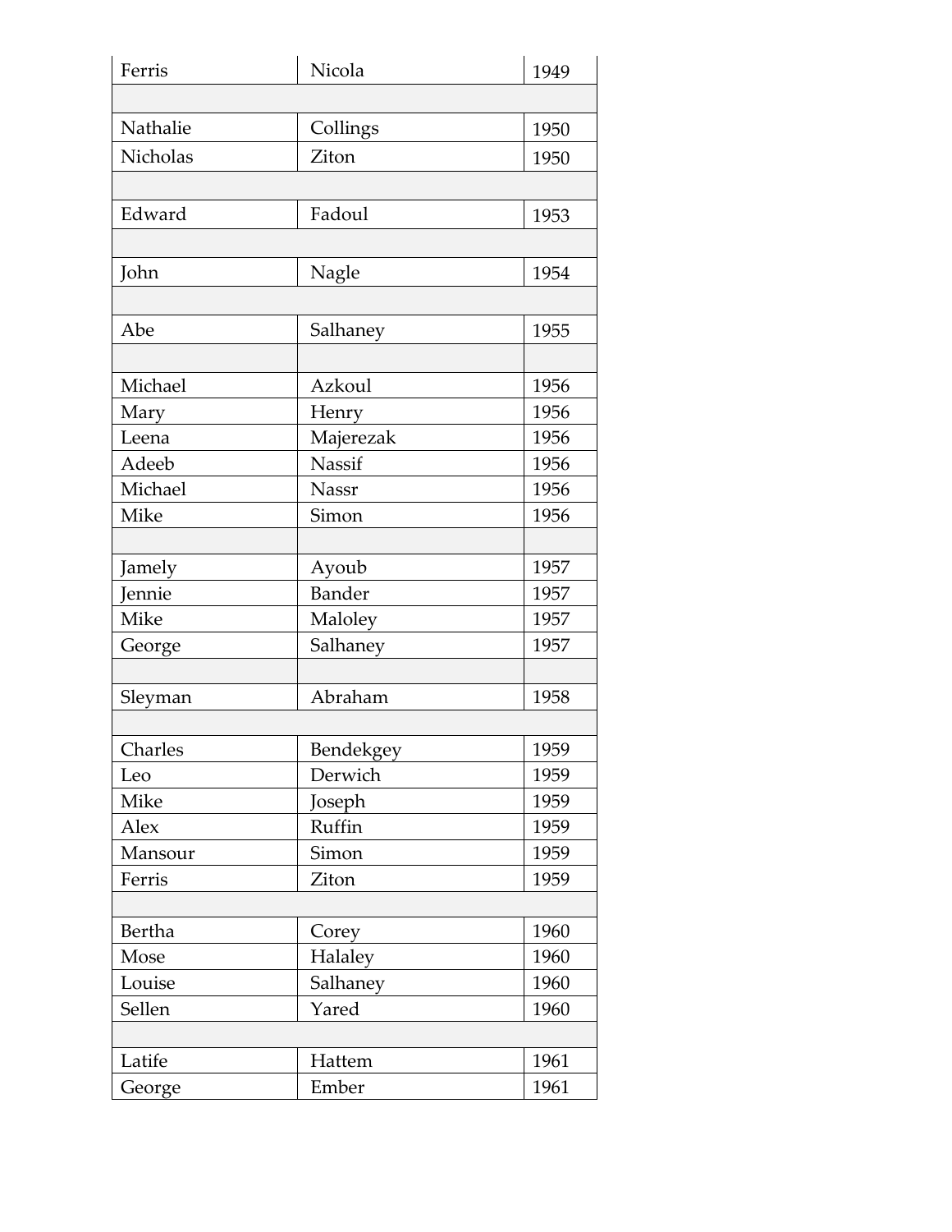| | | |
|---|---|---|
| Ferris | Nicola | 1949 |
| | | |
| Nathalie | Collings | 1950 |
| Nicholas | Ziton | 1950 |
| | | |
| Edward | Fadoul | 1953 |
| | | |
| John | Nagle | 1954 |
| | | |
| Abe | Salhaney | 1955 |
| | | |
| Michael | Azkoul | 1956 |
| Mary | Henry | 1956 |
| Leena | Majerezak | 1956 |
| Adeeb | Nassif | 1956 |
| Michael | Nassr | 1956 |
| Mike | Simon | 1956 |
| | | |
| Jamely | Ayoub | 1957 |
| Jennie | Bander | 1957 |
| Mike | Maloley | 1957 |
| George | Salhaney | 1957 |
| | | |
| Sleyman | Abraham | 1958 |
| | | |
| Charles | Bendekgey | 1959 |
| Leo | Derwich | 1959 |
| Mike | Joseph | 1959 |
| Alex | Ruffin | 1959 |
| Mansour | Simon | 1959 |
| Ferris | Ziton | 1959 |
| | | |
| Bertha | Corey | 1960 |
| Mose | Halaley | 1960 |
| Louise | Salhaney | 1960 |
| Sellen | Yared | 1960 |
| | | |
| Latife | Hattem | 1961 |
| George | Ember | 1961 |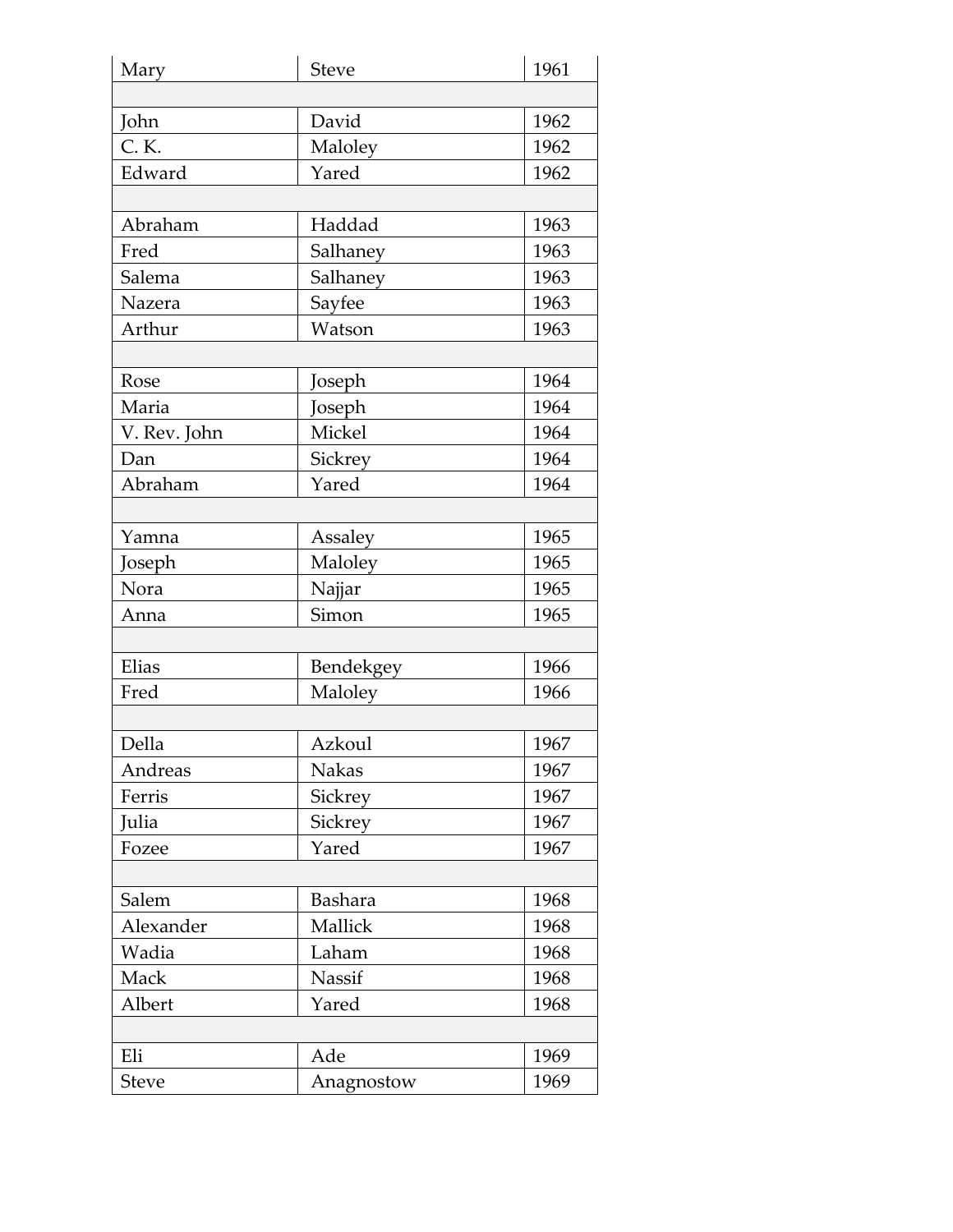| | | |
|---|---|---|
| Mary | Steve | 1961 |
| | | |
| John | David | 1962 |
| C. K. | Maloley | 1962 |
| Edward | Yared | 1962 |
| | | |
| Abraham | Haddad | 1963 |
| Fred | Salhaney | 1963 |
| Salema | Salhaney | 1963 |
| Nazera | Sayfee | 1963 |
| Arthur | Watson | 1963 |
| | | |
| Rose | Joseph | 1964 |
| Maria | Joseph | 1964 |
| V. Rev. John | Mickel | 1964 |
| Dan | Sickrey | 1964 |
| Abraham | Yared | 1964 |
| | | |
| Yamna | Assaley | 1965 |
| Joseph | Maloley | 1965 |
| Nora | Najjar | 1965 |
| Anna | Simon | 1965 |
| | | |
| Elias | Bendekgey | 1966 |
| Fred | Maloley | 1966 |
| | | |
| Della | Azkoul | 1967 |
| Andreas | Nakas | 1967 |
| Ferris | Sickrey | 1967 |
| Julia | Sickrey | 1967 |
| Fozee | Yared | 1967 |
| | | |
| Salem | Bashara | 1968 |
| Alexander | Mallick | 1968 |
| Wadia | Laham | 1968 |
| Mack | Nassif | 1968 |
| Albert | Yared | 1968 |
| | | |
| Eli | Ade | 1969 |
| Steve | Anagnostow | 1969 |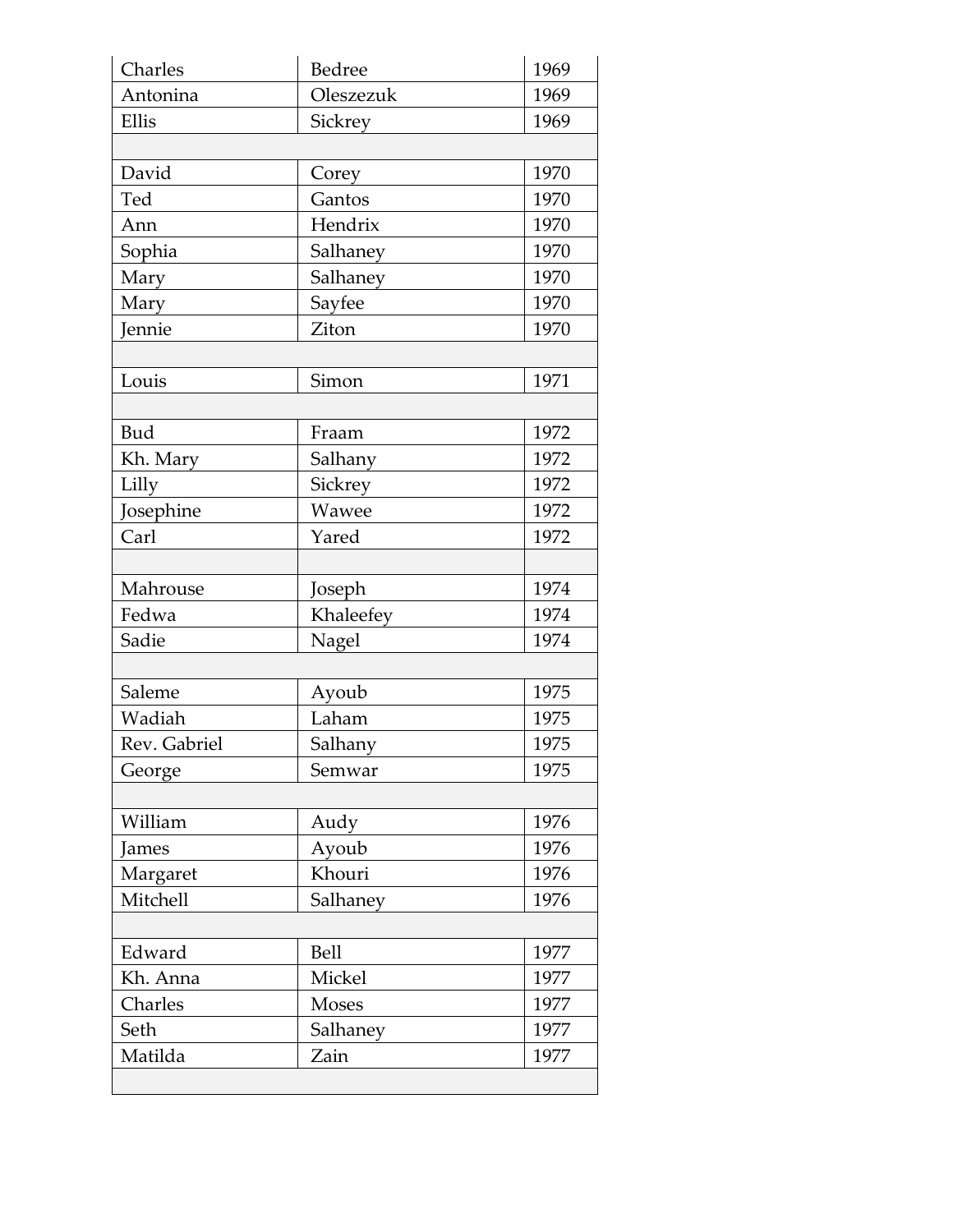| | | |
|---|---|---|
| Charles | Bedree | 1969 |
| Antonina | Oleszezuk | 1969 |
| Ellis | Sickrey | 1969 |
| | | |
| David | Corey | 1970 |
| Ted | Gantos | 1970 |
| Ann | Hendrix | 1970 |
| Sophia | Salhaney | 1970 |
| Mary | Salhaney | 1970 |
| Mary | Sayfee | 1970 |
| Jennie | Ziton | 1970 |
| | | |
| Louis | Simon | 1971 |
| | | |
| Bud | Fraam | 1972 |
| Kh. Mary | Salhany | 1972 |
| Lilly | Sickrey | 1972 |
| Josephine | Wawee | 1972 |
| Carl | Yared | 1972 |
| | | |
| Mahrouse | Joseph | 1974 |
| Fedwa | Khaleefey | 1974 |
| Sadie | Nagel | 1974 |
| | | |
| Saleme | Ayoub | 1975 |
| Wadiah | Laham | 1975 |
| Rev. Gabriel | Salhany | 1975 |
| George | Semwar | 1975 |
| | | |
| William | Audy | 1976 |
| James | Ayoub | 1976 |
| Margaret | Khouri | 1976 |
| Mitchell | Salhaney | 1976 |
| | | |
| Edward | Bell | 1977 |
| Kh. Anna | Mickel | 1977 |
| Charles | Moses | 1977 |
| Seth | Salhaney | 1977 |
| Matilda | Zain | 1977 |
| | | |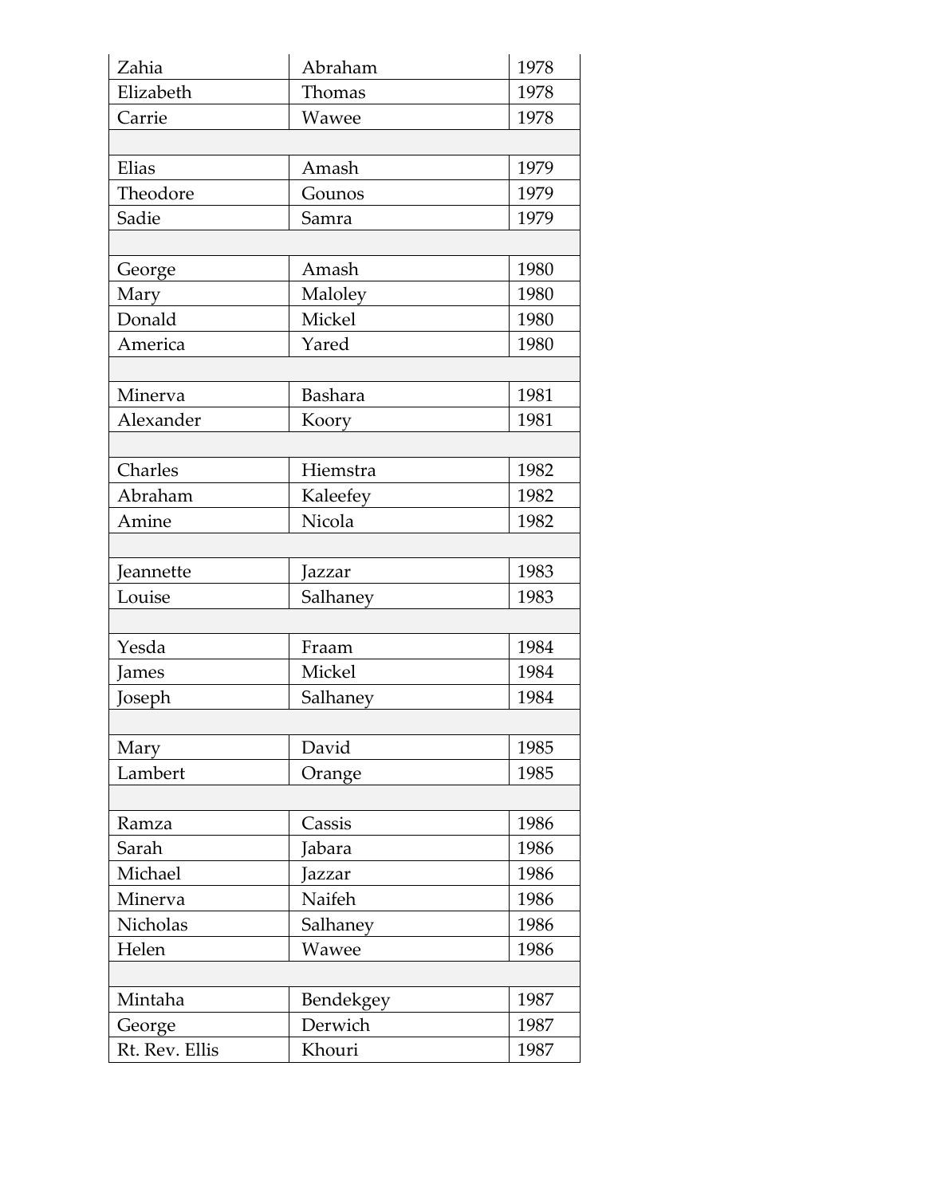| | | |
|---|---|---|
| Zahia | Abraham | 1978 |
| Elizabeth | Thomas | 1978 |
| Carrie | Wawee | 1978 |
| | | |
| Elias | Amash | 1979 |
| Theodore | Gounos | 1979 |
| Sadie | Samra | 1979 |
| | | |
| George | Amash | 1980 |
| Mary | Maloley | 1980 |
| Donald | Mickel | 1980 |
| America | Yared | 1980 |
| | | |
| Minerva | Bashara | 1981 |
| Alexander | Koory | 1981 |
| | | |
| Charles | Hiemstra | 1982 |
| Abraham | Kaleefey | 1982 |
| Amine | Nicola | 1982 |
| | | |
| Jeannette | Jazzar | 1983 |
| Louise | Salhaney | 1983 |
| | | |
| Yesda | Fraam | 1984 |
| James | Mickel | 1984 |
| Joseph | Salhaney | 1984 |
| | | |
| Mary | David | 1985 |
| Lambert | Orange | 1985 |
| | | |
| Ramza | Cassis | 1986 |
| Sarah | Jabara | 1986 |
| Michael | Jazzar | 1986 |
| Minerva | Naifeh | 1986 |
| Nicholas | Salhaney | 1986 |
| Helen | Wawee | 1986 |
| | | |
| Mintaha | Bendekgey | 1987 |
| George | Derwich | 1987 |
| Rt. Rev. Ellis | Khouri | 1987 |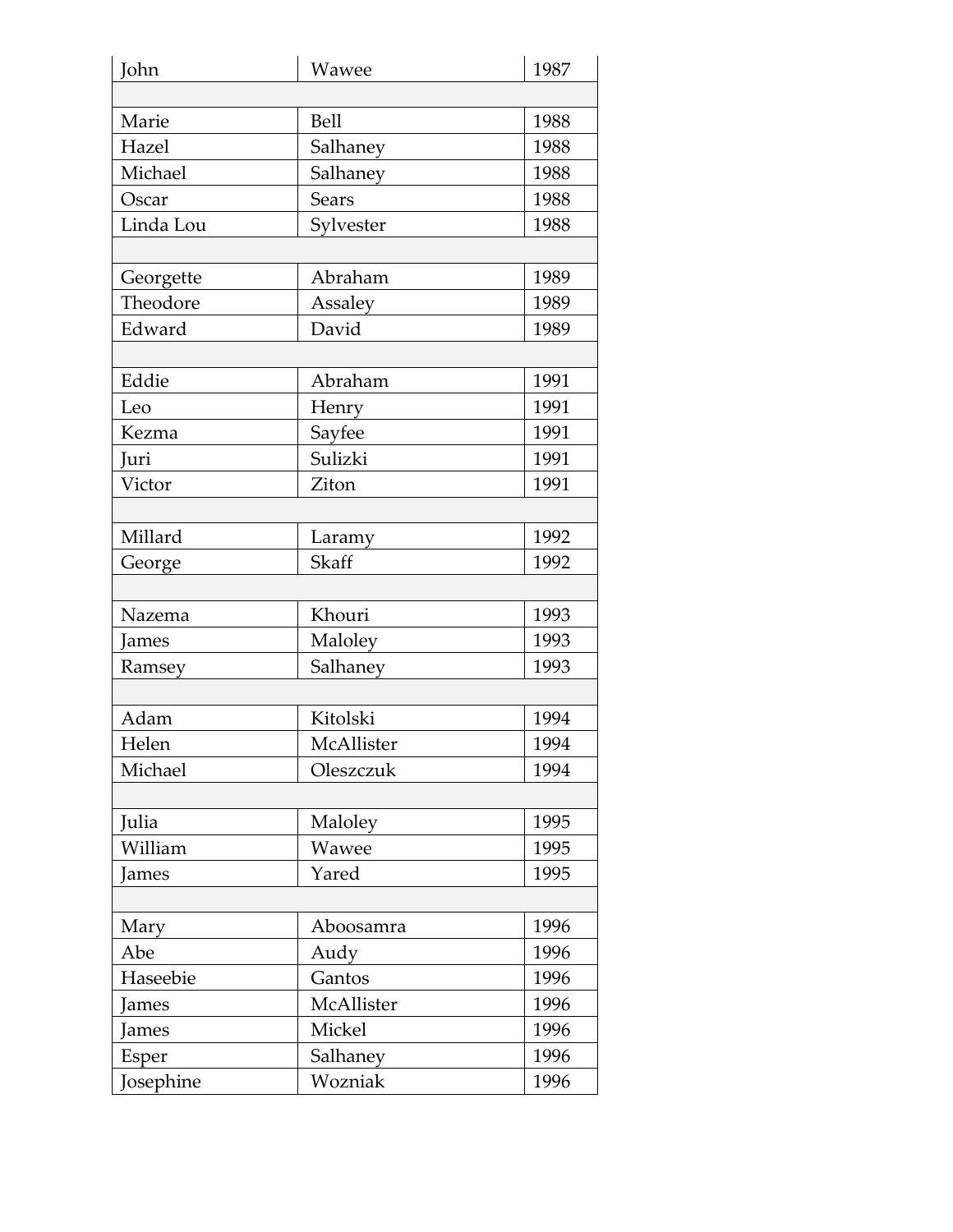| | | |
|---|---|---|
| John | Wawee | 1987 |
| | | |
| Marie | Bell | 1988 |
| Hazel | Salhaney | 1988 |
| Michael | Salhaney | 1988 |
| Oscar | Sears | 1988 |
| Linda Lou | Sylvester | 1988 |
| | | |
| Georgette | Abraham | 1989 |
| Theodore | Assaley | 1989 |
| Edward | David | 1989 |
| | | |
| Eddie | Abraham | 1991 |
| Leo | Henry | 1991 |
| Kezma | Sayfee | 1991 |
| Juri | Sulizki | 1991 |
| Victor | Ziton | 1991 |
| | | |
| Millard | Laramy | 1992 |
| George | Skaff | 1992 |
| | | |
| Nazema | Khouri | 1993 |
| James | Maloley | 1993 |
| Ramsey | Salhaney | 1993 |
| | | |
| Adam | Kitolski | 1994 |
| Helen | McAllister | 1994 |
| Michael | Oleszczuk | 1994 |
| | | |
| Julia | Maloley | 1995 |
| William | Wawee | 1995 |
| James | Yared | 1995 |
| | | |
| Mary | Aboosamra | 1996 |
| Abe | Audy | 1996 |
| Haseebie | Gantos | 1996 |
| James | McAllister | 1996 |
| James | Mickel | 1996 |
| Esper | Salhaney | 1996 |
| Josephine | Wozniak | 1996 |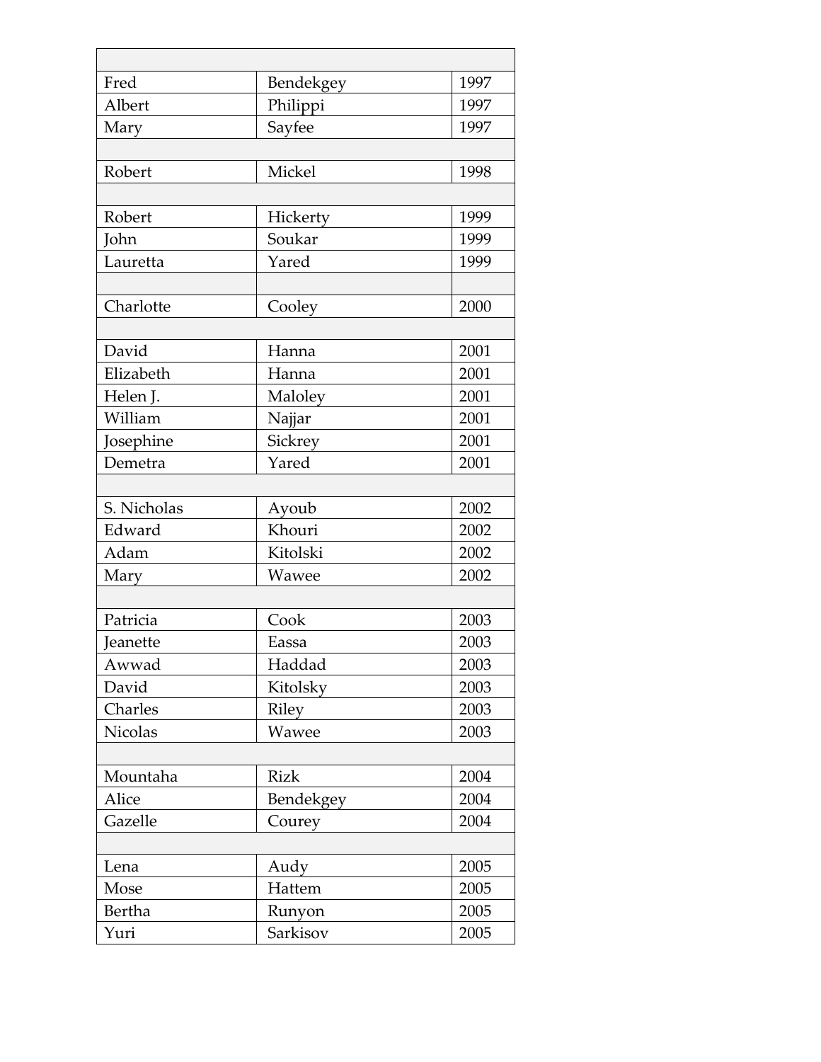| | | |
|---|---|---|
| Fred | Bendekgey | 1997 |
| Albert | Philippi | 1997 |
| Mary | Sayfee | 1997 |
| | | |
| Robert | Mickel | 1998 |
| | | |
| Robert | Hickerty | 1999 |
| John | Soukar | 1999 |
| Lauretta | Yared | 1999 |
| | | |
| Charlotte | Cooley | 2000 |
| | | |
| David | Hanna | 2001 |
| Elizabeth | Hanna | 2001 |
| Helen J. | Maloley | 2001 |
| William | Najjar | 2001 |
| Josephine | Sickrey | 2001 |
| Demetra | Yared | 2001 |
| | | |
| S. Nicholas | Ayoub | 2002 |
| Edward | Khouri | 2002 |
| Adam | Kitolski | 2002 |
| Mary | Wawee | 2002 |
| | | |
| Patricia | Cook | 2003 |
| Jeanette | Eassa | 2003 |
| Awwad | Haddad | 2003 |
| David | Kitolsky | 2003 |
| Charles | Riley | 2003 |
| Nicolas | Wawee | 2003 |
| | | |
| Mountaha | Rizk | 2004 |
| Alice | Bendekgey | 2004 |
| Gazelle | Courey | 2004 |
| | | |
| Lena | Audy | 2005 |
| Mose | Hattem | 2005 |
| Bertha | Runyon | 2005 |
| Yuri | Sarkisov | 2005 |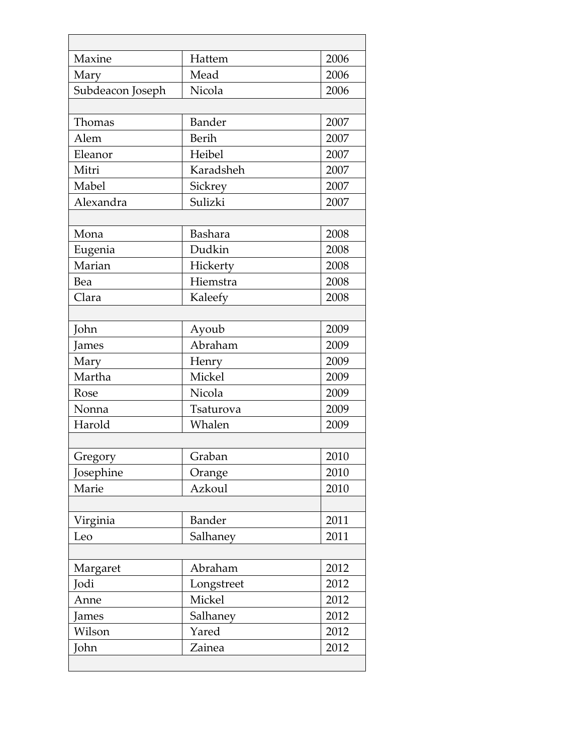| | | |
|---|---|---|
| Maxine | Hattem | 2006 |
| Mary | Mead | 2006 |
| Subdeacon Joseph | Nicola | 2006 |
| | | |
| Thomas | Bander | 2007 |
| Alem | Berih | 2007 |
| Eleanor | Heibel | 2007 |
| Mitri | Karadsheh | 2007 |
| Mabel | Sickrey | 2007 |
| Alexandra | Sulizki | 2007 |
| | | |
| Mona | Bashara | 2008 |
| Eugenia | Dudkin | 2008 |
| Marian | Hickerty | 2008 |
| Bea | Hiemstra | 2008 |
| Clara | Kaleefy | 2008 |
| | | |
| John | Ayoub | 2009 |
| James | Abraham | 2009 |
| Mary | Henry | 2009 |
| Martha | Mickel | 2009 |
| Rose | Nicola | 2009 |
| Nonna | Tsaturova | 2009 |
| Harold | Whalen | 2009 |
| | | |
| Gregory | Graban | 2010 |
| Josephine | Orange | 2010 |
| Marie | Azkoul | 2010 |
| | | |
| Virginia | Bander | 2011 |
| Leo | Salhaney | 2011 |
| | | |
| Margaret | Abraham | 2012 |
| Jodi | Longstreet | 2012 |
| Anne | Mickel | 2012 |
| James | Salhaney | 2012 |
| Wilson | Yared | 2012 |
| John | Zainea | 2012 |
| | | |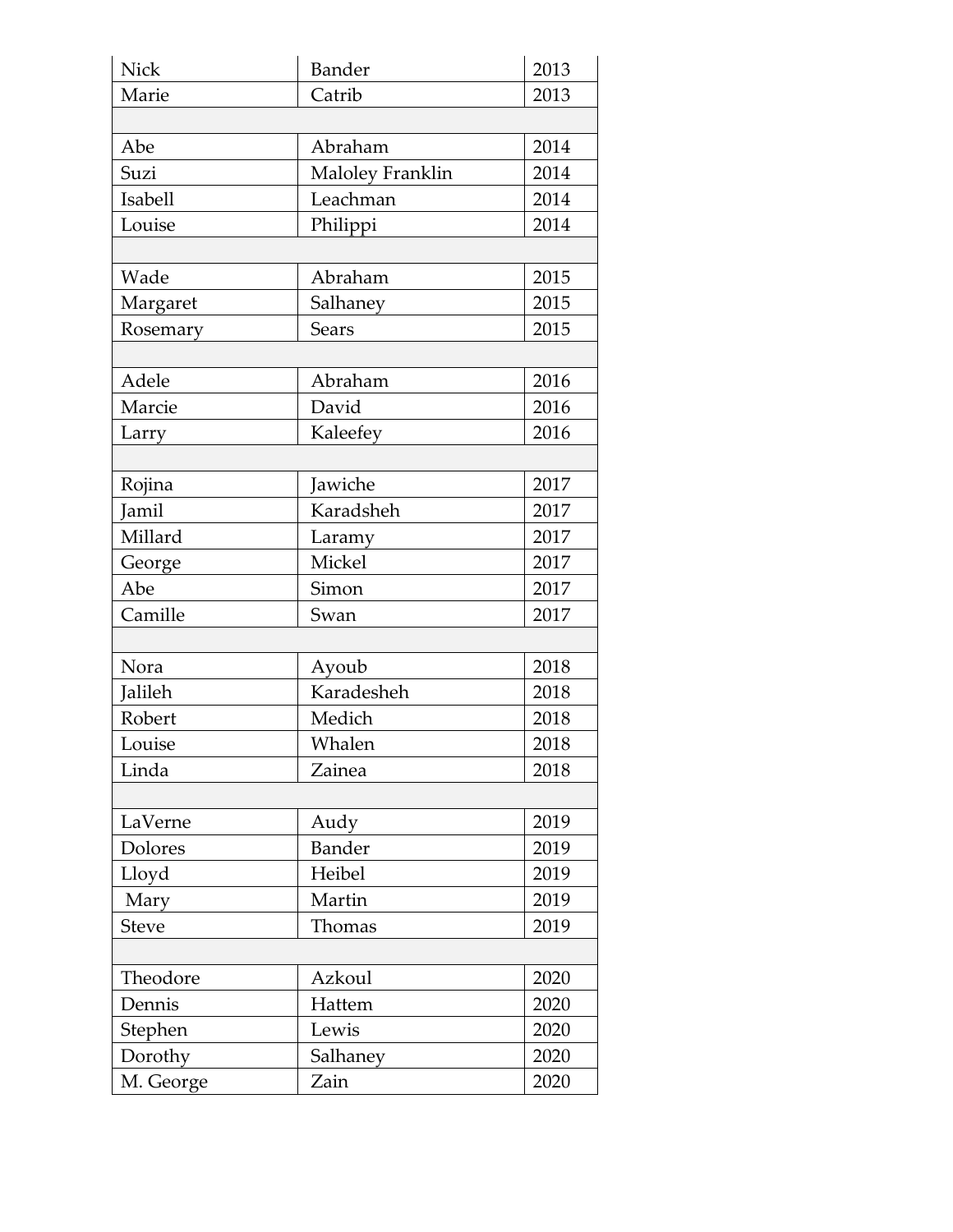| | | |
|---|---|---|
| Nick | Bander | 2013 |
| Marie | Catrib | 2013 |
| | | |
| Abe | Abraham | 2014 |
| Suzi | Maloley Franklin | 2014 |
| Isabell | Leachman | 2014 |
| Louise | Philippi | 2014 |
| | | |
| Wade | Abraham | 2015 |
| Margaret | Salhaney | 2015 |
| Rosemary | Sears | 2015 |
| | | |
| Adele | Abraham | 2016 |
| Marcie | David | 2016 |
| Larry | Kaleefey | 2016 |
| | | |
| Rojina | Jawiche | 2017 |
| Jamil | Karadsheh | 2017 |
| Millard | Laramy | 2017 |
| George | Mickel | 2017 |
| Abe | Simon | 2017 |
| Camille | Swan | 2017 |
| | | |
| Nora | Ayoub | 2018 |
| Jalileh | Karadesheh | 2018 |
| Robert | Medich | 2018 |
| Louise | Whalen | 2018 |
| Linda | Zainea | 2018 |
| | | |
| LaVerne | Audy | 2019 |
| Dolores | Bander | 2019 |
| Lloyd | Heibel | 2019 |
| Mary | Martin | 2019 |
| Steve | Thomas | 2019 |
| | | |
| Theodore | Azkoul | 2020 |
| Dennis | Hattem | 2020 |
| Stephen | Lewis | 2020 |
| Dorothy | Salhaney | 2020 |
| M. George | Zain | 2020 |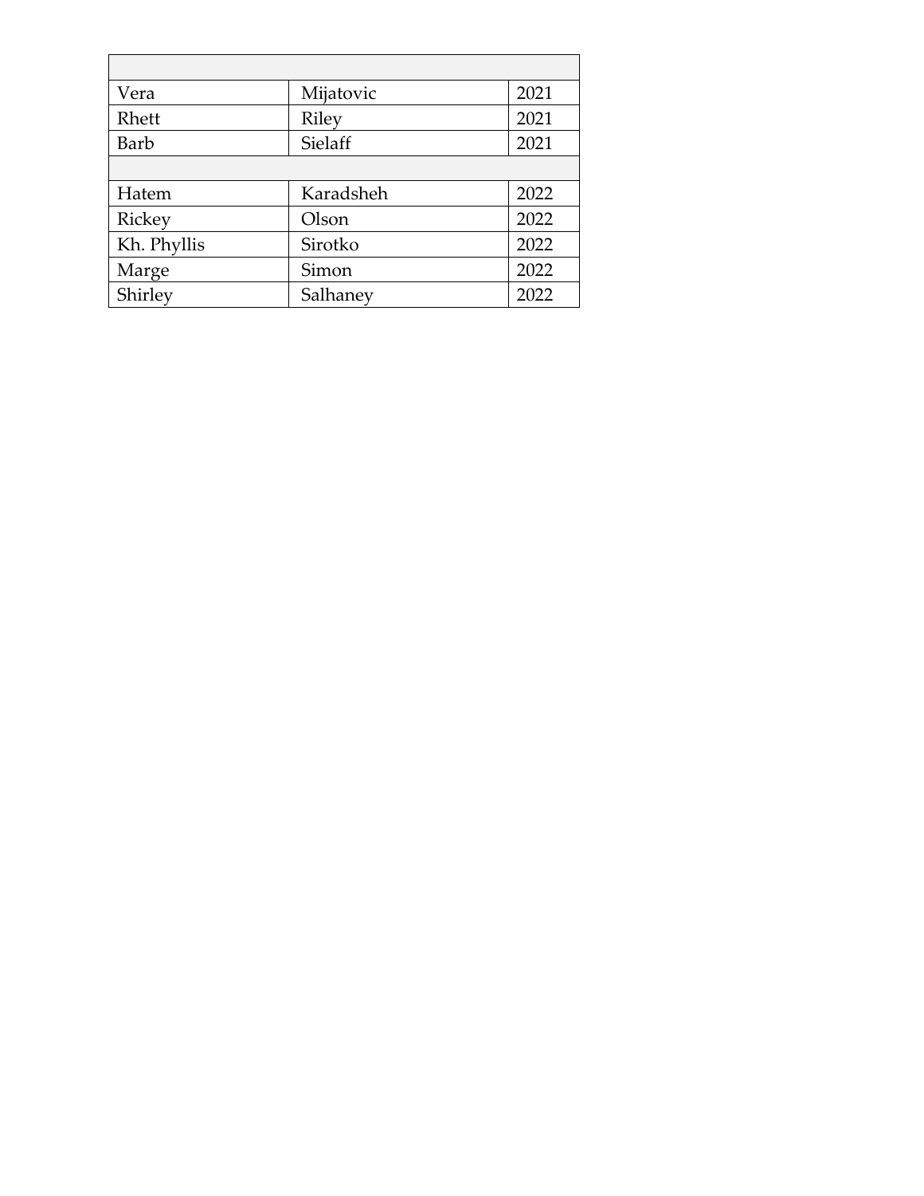| | | |
|---|---|---|
| | | |
| Vera | Mijatovic | 2021 |
| Rhett | Riley | 2021 |
| Barb | Sielaff | 2021 |
| | | |
| Hatem | Karadsheh | 2022 |
| Rickey | Olson | 2022 |
| Kh. Phyllis | Sirotko | 2022 |
| Marge | Simon | 2022 |
| Shirley | Salhaney | 2022 |